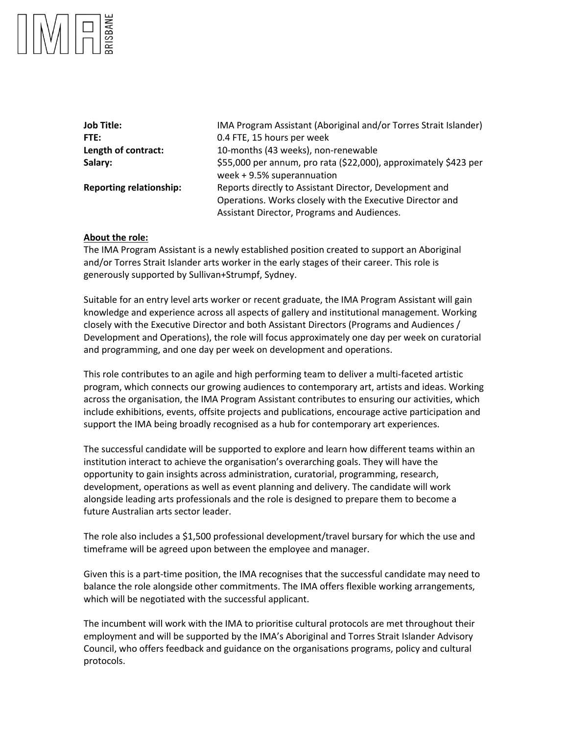| | |
|---|---|
| **Job Title:** | IMA Program Assistant (Aboriginal and/or Torres Strait Islander) |
| **FTE:** | 0.4 FTE, 15 hours per week |
| **Length of contract:** | 10-months (43 weeks), non-renewable |
| **Salary:** | $55,000 per annum, pro rata ($22,000), approximately $423 per week + 9.5% superannuation |
| **Reporting relationship:** | Reports directly to Assistant Director, Development and Operations. Works closely with the Executive Director and Assistant Director, Programs and Audiences. |

**<u>About the role:</u>**

The IMA Program Assistant is a newly established position created to support an Aboriginal and/or Torres Strait Islander arts worker in the early stages of their career. This role is generously supported by Sullivan+Strumpf, Sydney.

Suitable for an entry level arts worker or recent graduate, the IMA Program Assistant will gain knowledge and experience across all aspects of gallery and institutional management. Working closely with the Executive Director and both Assistant Directors (Programs and Audiences / Development and Operations), the role will focus approximately one day per week on curatorial and programming, and one day per week on development and operations.

This role contributes to an agile and high performing team to deliver a multi-faceted artistic program, which connects our growing audiences to contemporary art, artists and ideas. Working across the organisation, the IMA Program Assistant contributes to ensuring our activities, which include exhibitions, events, offsite projects and publications, encourage active participation and support the IMA being broadly recognised as a hub for contemporary art experiences.

The successful candidate will be supported to explore and learn how different teams within an institution interact to achieve the organisation's overarching goals. They will have the opportunity to gain insights across administration, curatorial, programming, research, development, operations as well as event planning and delivery. The candidate will work alongside leading arts professionals and the role is designed to prepare them to become a future Australian arts sector leader.

The role also includes a $1,500 professional development/travel bursary for which the use and timeframe will be agreed upon between the employee and manager.

Given this is a part-time position, the IMA recognises that the successful candidate may need to balance the role alongside other commitments. The IMA offers flexible working arrangements, which will be negotiated with the successful applicant.

The incumbent will work with the IMA to prioritise cultural protocols are met throughout their employment and will be supported by the IMA's Aboriginal and Torres Strait Islander Advisory Council, who offers feedback and guidance on the organisations programs, policy and cultural protocols.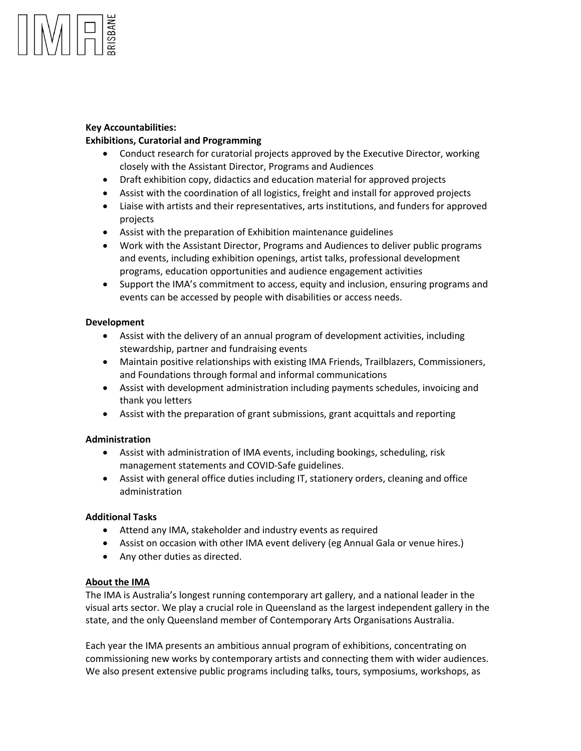**Key Accountabilities:**

**Exhibitions, Curatorial and Programming**

- Conduct research for curatorial projects approved by the Executive Director, working closely with the Assistant Director, Programs and Audiences
- Draft exhibition copy, didactics and education material for approved projects
- Assist with the coordination of all logistics, freight and install for approved projects
- Liaise with artists and their representatives, arts institutions, and funders for approved projects
- Assist with the preparation of Exhibition maintenance guidelines
- Work with the Assistant Director, Programs and Audiences to deliver public programs and events, including exhibition openings, artist talks, professional development programs, education opportunities and audience engagement activities
- Support the IMA's commitment to access, equity and inclusion, ensuring programs and events can be accessed by people with disabilities or access needs.

**Development**

- Assist with the delivery of an annual program of development activities, including stewardship, partner and fundraising events
- Maintain positive relationships with existing IMA Friends, Trailblazers, Commissioners, and Foundations through formal and informal communications
- Assist with development administration including payments schedules, invoicing and thank you letters
- Assist with the preparation of grant submissions, grant acquittals and reporting

**Administration**

- Assist with administration of IMA events, including bookings, scheduling, risk management statements and COVID-Safe guidelines.
- Assist with general office duties including IT, stationery orders, cleaning and office administration

**Additional Tasks**

- Attend any IMA, stakeholder and industry events as required
- Assist on occasion with other IMA event delivery (eg Annual Gala or venue hires.)
- Any other duties as directed.

**About the IMA**

The IMA is Australia's longest running contemporary art gallery, and a national leader in the visual arts sector. We play a crucial role in Queensland as the largest independent gallery in the state, and the only Queensland member of Contemporary Arts Organisations Australia.

Each year the IMA presents an ambitious annual program of exhibitions, concentrating on commissioning new works by contemporary artists and connecting them with wider audiences. We also present extensive public programs including talks, tours, symposiums, workshops, as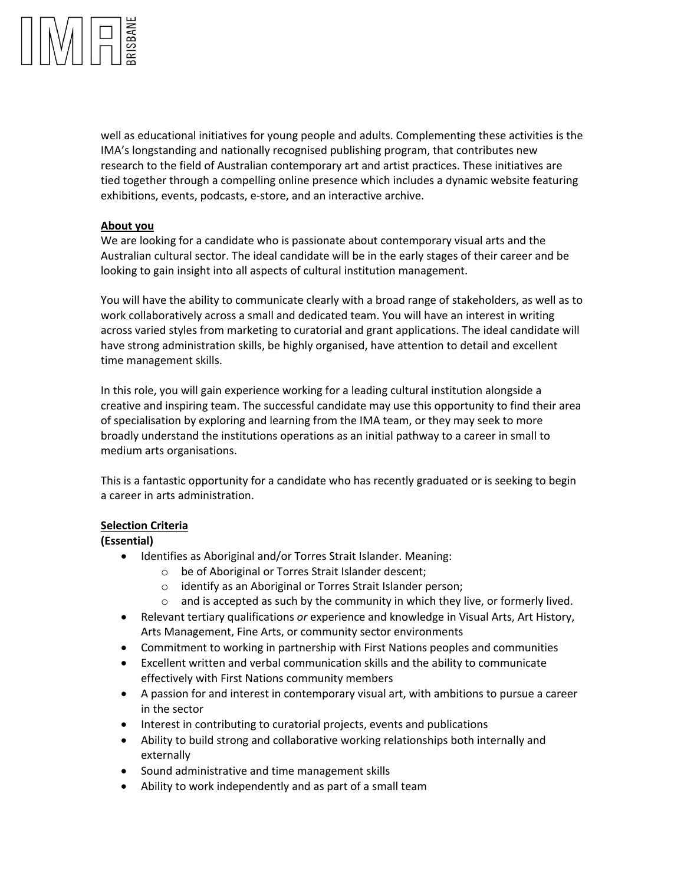well as educational initiatives for young people and adults. Complementing these activities is the IMA's longstanding and nationally recognised publishing program, that contributes new research to the field of Australian contemporary art and artist practices. These initiatives are tied together through a compelling online presence which includes a dynamic website featuring exhibitions, events, podcasts, e-store, and an interactive archive.

**About you**

We are looking for a candidate who is passionate about contemporary visual arts and the Australian cultural sector. The ideal candidate will be in the early stages of their career and be looking to gain insight into all aspects of cultural institution management.

You will have the ability to communicate clearly with a broad range of stakeholders, as well as to work collaboratively across a small and dedicated team. You will have an interest in writing across varied styles from marketing to curatorial and grant applications. The ideal candidate will have strong administration skills, be highly organised, have attention to detail and excellent time management skills.

In this role, you will gain experience working for a leading cultural institution alongside a creative and inspiring team. The successful candidate may use this opportunity to find their area of specialisation by exploring and learning from the IMA team, or they may seek to more broadly understand the institutions operations as an initial pathway to a career in small to medium arts organisations.

This is a fantastic opportunity for a candidate who has recently graduated or is seeking to begin a career in arts administration.

**Selection Criteria**

**(Essential)**

- Identifies as Aboriginal and/or Torres Strait Islander. Meaning:
  - be of Aboriginal or Torres Strait Islander descent;
  - identify as an Aboriginal or Torres Strait Islander person;
  - and is accepted as such by the community in which they live, or formerly lived.
- Relevant tertiary qualifications *or* experience and knowledge in Visual Arts, Art History, Arts Management, Fine Arts, or community sector environments
- Commitment to working in partnership with First Nations peoples and communities
- Excellent written and verbal communication skills and the ability to communicate effectively with First Nations community members
- A passion for and interest in contemporary visual art, with ambitions to pursue a career in the sector
- Interest in contributing to curatorial projects, events and publications
- Ability to build strong and collaborative working relationships both internally and externally
- Sound administrative and time management skills
- Ability to work independently and as part of a small team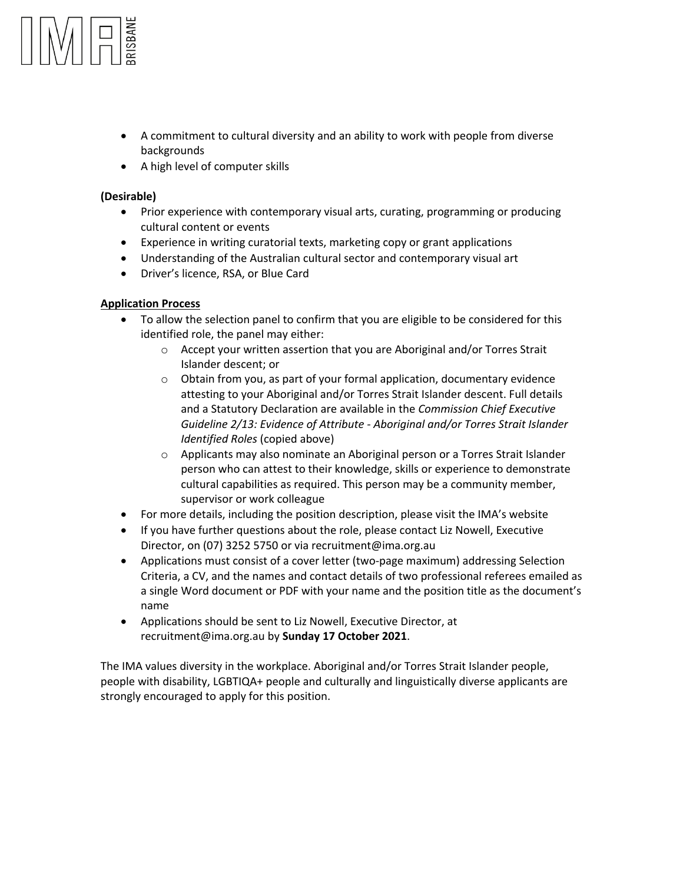- A commitment to cultural diversity and an ability to work with people from diverse backgrounds
- A high level of computer skills

**(Desirable)**

- Prior experience with contemporary visual arts, curating, programming or producing cultural content or events
- Experience in writing curatorial texts, marketing copy or grant applications
- Understanding of the Australian cultural sector and contemporary visual art
- Driver's licence, RSA, or Blue Card

**Application Process**

- To allow the selection panel to confirm that you are eligible to be considered for this identified role, the panel may either:
    - Accept your written assertion that you are Aboriginal and/or Torres Strait Islander descent; or
    - Obtain from you, as part of your formal application, documentary evidence attesting to your Aboriginal and/or Torres Strait Islander descent. Full details and a Statutory Declaration are available in the *Commission Chief Executive Guideline 2/13: Evidence of Attribute - Aboriginal and/or Torres Strait Islander Identified Roles* (copied above)
    - Applicants may also nominate an Aboriginal person or a Torres Strait Islander person who can attest to their knowledge, skills or experience to demonstrate cultural capabilities as required. This person may be a community member, supervisor or work colleague
- For more details, including the position description, please visit the IMA's website
- If you have further questions about the role, please contact Liz Nowell, Executive Director, on (07) 3252 5750 or via recruitment@ima.org.au
- Applications must consist of a cover letter (two-page maximum) addressing Selection Criteria, a CV, and the names and contact details of two professional referees emailed as a single Word document or PDF with your name and the position title as the document's name
- Applications should be sent to Liz Nowell, Executive Director, at recruitment@ima.org.au by **Sunday 17 October 2021**.

The IMA values diversity in the workplace. Aboriginal and/or Torres Strait Islander people, people with disability, LGBTIQA+ people and culturally and linguistically diverse applicants are strongly encouraged to apply for this position.